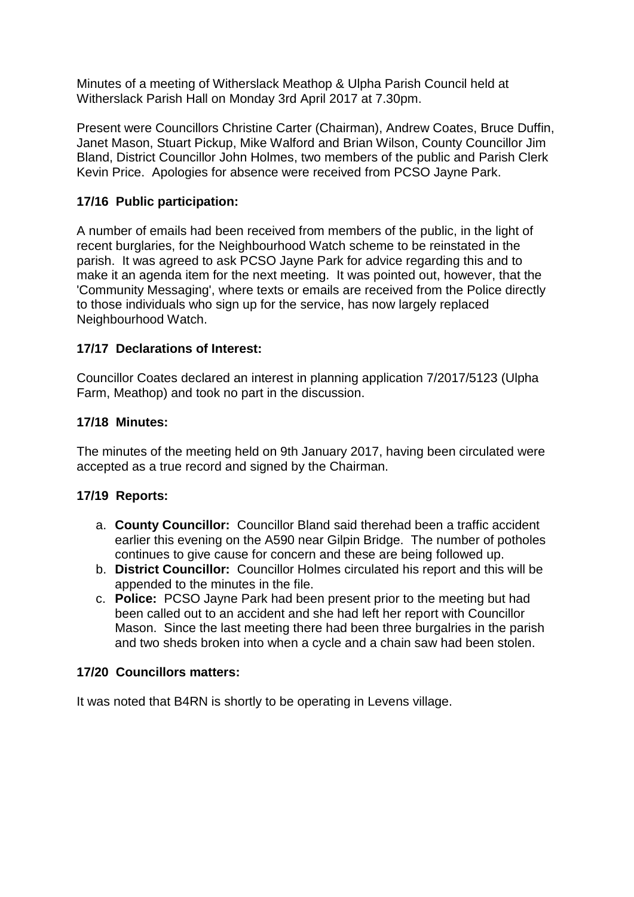Minutes of a meeting of Witherslack Meathop & Ulpha Parish Council held at Witherslack Parish Hall on Monday 3rd April 2017 at 7.30pm.

Present were Councillors Christine Carter (Chairman), Andrew Coates, Bruce Duffin, Janet Mason, Stuart Pickup, Mike Walford and Brian Wilson, County Councillor Jim Bland, District Councillor John Holmes, two members of the public and Parish Clerk Kevin Price. Apologies for absence were received from PCSO Jayne Park.

### 17/16 Public participation:

A number of emails had been received from members of the public, in the light of recent burglaries, for the Neighbourhood Watch scheme to be reinstated in the parish. It was agreed to ask PCSO Jayne Park for advice regarding this and to make it an agenda item for the next meeting. It was pointed out, however, that the 'Community Messaging', where texts or emails are received from the Police directly to those individuals who sign up for the service, has now largely replaced Neighbourhood Watch.

### 17/17 Declarations of Interest:

Councillor Coates declared an interest in planning application 7/2017/5123 (Ulpha Farm, Meathop) and took no part in the discussion.

### 17/18 Minutes:

The minutes of the meeting held on 9th January 2017, having been circulated were accepted as a true record and signed by the Chairman.

### 17/19 Reports:

a. **County Councillor:** Councillor Bland said therehad been a traffic accident earlier this evening on the A590 near Gilpin Bridge. The number of potholes continues to give cause for concern and these are being followed up.
b. **District Councillor:** Councillor Holmes circulated his report and this will be appended to the minutes in the file.
c. **Police:** PCSO Jayne Park had been present prior to the meeting but had been called out to an accident and she had left her report with Councillor Mason. Since the last meeting there had been three burgalries in the parish and two sheds broken into when a cycle and a chain saw had been stolen.

### 17/20 Councillors matters:

It was noted that B4RN is shortly to be operating in Levens village.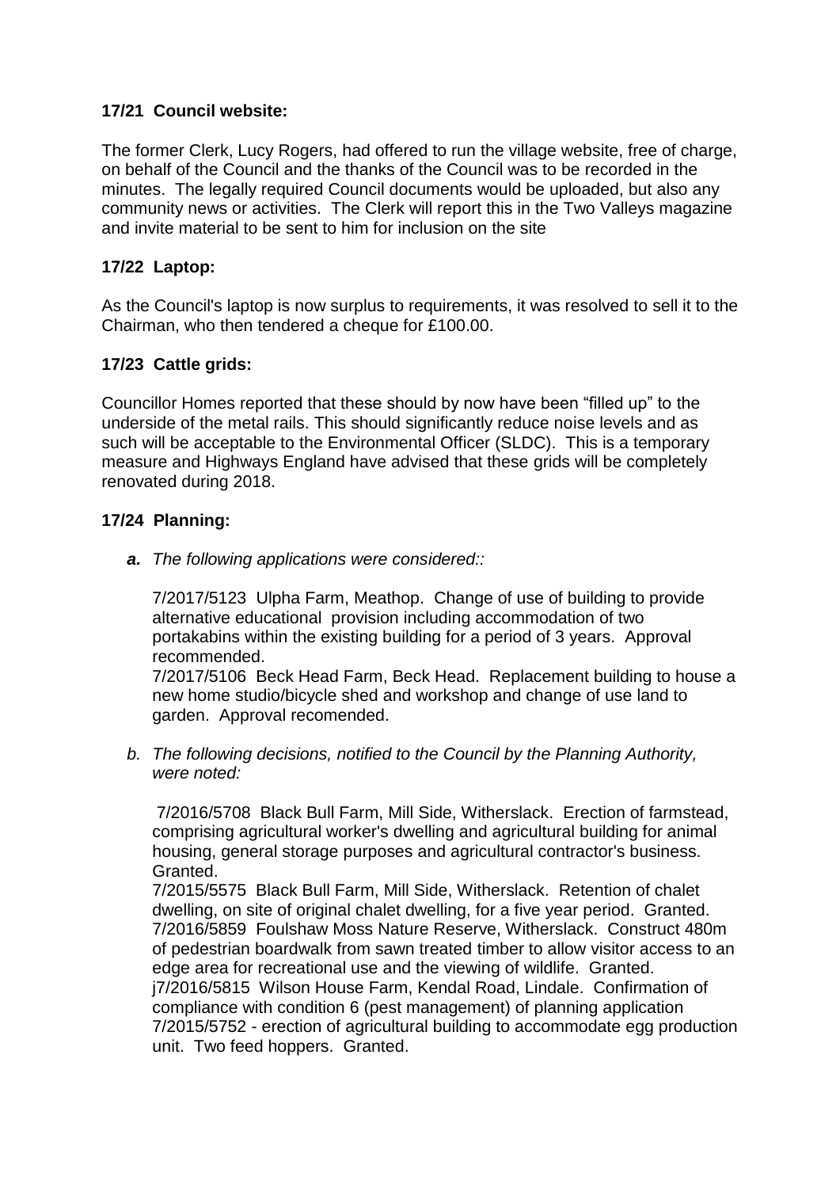## 17/21 Council website:

The former Clerk, Lucy Rogers, had offered to run the village website, free of charge, on behalf of the Council and the thanks of the Council was to be recorded in the minutes. The legally required Council documents would be uploaded, but also any community news or activities. The Clerk will report this in the Two Valleys magazine and invite material to be sent to him for inclusion on the site

## 17/22 Laptop:

As the Council's laptop is now surplus to requirements, it was resolved to sell it to the Chairman, who then tendered a cheque for £100.00.

## 17/23 Cattle grids:

Councillor Homes reported that these should by now have been "filled up" to the underside of the metal rails. This should significantly reduce noise levels and as such will be acceptable to the Environmental Officer (SLDC). This is a temporary measure and Highways England have advised that these grids will be completely renovated during 2018.

## 17/24 Planning:

***a.*** *The following applications were considered::*

7/2017/5123 Ulpha Farm, Meathop. Change of use of building to provide alternative educational provision including accommodation of two portakabins within the existing building for a period of 3 years. Approval recommended.
7/2017/5106 Beck Head Farm, Beck Head. Replacement building to house a new home studio/bicycle shed and workshop and change of use land to garden. Approval recomended.

*b. The following decisions, notified to the Council by the Planning Authority, were noted:*

7/2016/5708 Black Bull Farm, Mill Side, Witherslack. Erection of farmstead, comprising agricultural worker's dwelling and agricultural building for animal housing, general storage purposes and agricultural contractor's business. Granted.
7/2015/5575 Black Bull Farm, Mill Side, Witherslack. Retention of chalet dwelling, on site of original chalet dwelling, for a five year period. Granted.
7/2016/5859 Foulshaw Moss Nature Reserve, Witherslack. Construct 480m of pedestrian boardwalk from sawn treated timber to allow visitor access to an edge area for recreational use and the viewing of wildlife. Granted.
j7/2016/5815 Wilson House Farm, Kendal Road, Lindale. Confirmation of compliance with condition 6 (pest management) of planning application 7/2015/5752 - erection of agricultural building to accommodate egg production unit. Two feed hoppers. Granted.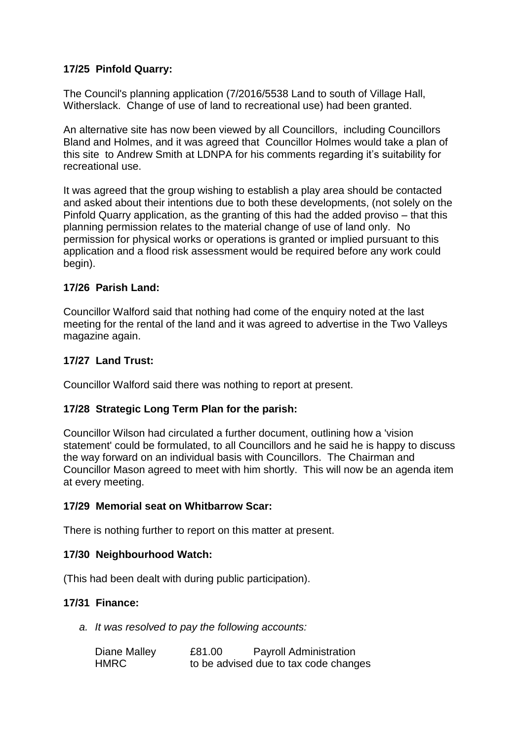**17/25 Pinfold Quarry:**

The Council's planning application (7/2016/5538 Land to south of Village Hall, Witherslack. Change of use of land to recreational use) had been granted.

An alternative site has now been viewed by all Councillors, including Councillors Bland and Holmes, and it was agreed that Councillor Holmes would take a plan of this site to Andrew Smith at LDNPA for his comments regarding it's suitability for recreational use.

It was agreed that the group wishing to establish a play area should be contacted and asked about their intentions due to both these developments, (not solely on the Pinfold Quarry application, as the granting of this had the added proviso – that this planning permission relates to the material change of use of land only. No permission for physical works or operations is granted or implied pursuant to this application and a flood risk assessment would be required before any work could begin).

**17/26 Parish Land:**

Councillor Walford said that nothing had come of the enquiry noted at the last meeting for the rental of the land and it was agreed to advertise in the Two Valleys magazine again.

**17/27 Land Trust:**

Councillor Walford said there was nothing to report at present.

**17/28 Strategic Long Term Plan for the parish:**

Councillor Wilson had circulated a further document, outlining how a 'vision statement' could be formulated, to all Councillors and he said he is happy to discuss the way forward on an individual basis with Councillors. The Chairman and Councillor Mason agreed to meet with him shortly. This will now be an agenda item at every meeting.

**17/29 Memorial seat on Whitbarrow Scar:**

There is nothing further to report on this matter at present.

**17/30 Neighbourhood Watch:**

(This had been dealt with during public participation).

**17/31 Finance:**

a. *It was resolved to pay the following accounts:*

| | | |
|---|---|---|
| Diane Malley | £81.00 | Payroll Administration |
| HMRC | to be advised due to tax code changes | |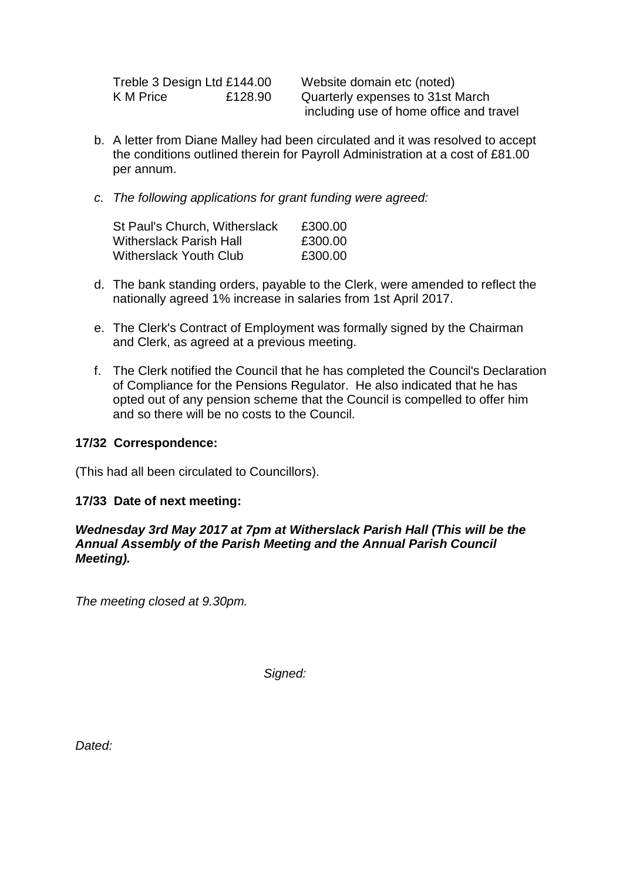| | | |
|---|---|---|
| Treble 3 Design Ltd | £144.00 | Website domain etc (noted) |
| K M Price | £128.90 | Quarterly expenses to 31st March including use of home office and travel |

b. A letter from Diane Malley had been circulated and it was resolved to accept the conditions outlined therein for Payroll Administration at a cost of £81.00 per annum.

c. *The following applications for grant funding were agreed:*

| | |
|---|---|
| St Paul's Church, Witherslack | £300.00 |
| Witherslack Parish Hall | £300.00 |
| Witherslack Youth Club | £300.00 |

d. The bank standing orders, payable to the Clerk, were amended to reflect the nationally agreed 1% increase in salaries from 1st April 2017.

e. The Clerk's Contract of Employment was formally signed by the Chairman and Clerk, as agreed at a previous meeting.

f. The Clerk notified the Council that he has completed the Council's Declaration of Compliance for the Pensions Regulator. He also indicated that he has opted out of any pension scheme that the Council is compelled to offer him and so there will be no costs to the Council.

**17/32 Correspondence:**

(This had all been circulated to Councillors).

**17/33 Date of next meeting:**

***Wednesday 3rd May 2017 at 7pm at Witherslack Parish Hall (This will be the Annual Assembly of the Parish Meeting and the Annual Parish Council Meeting).***

*The meeting closed at 9.30pm.*

*Signed:*

*Dated:*